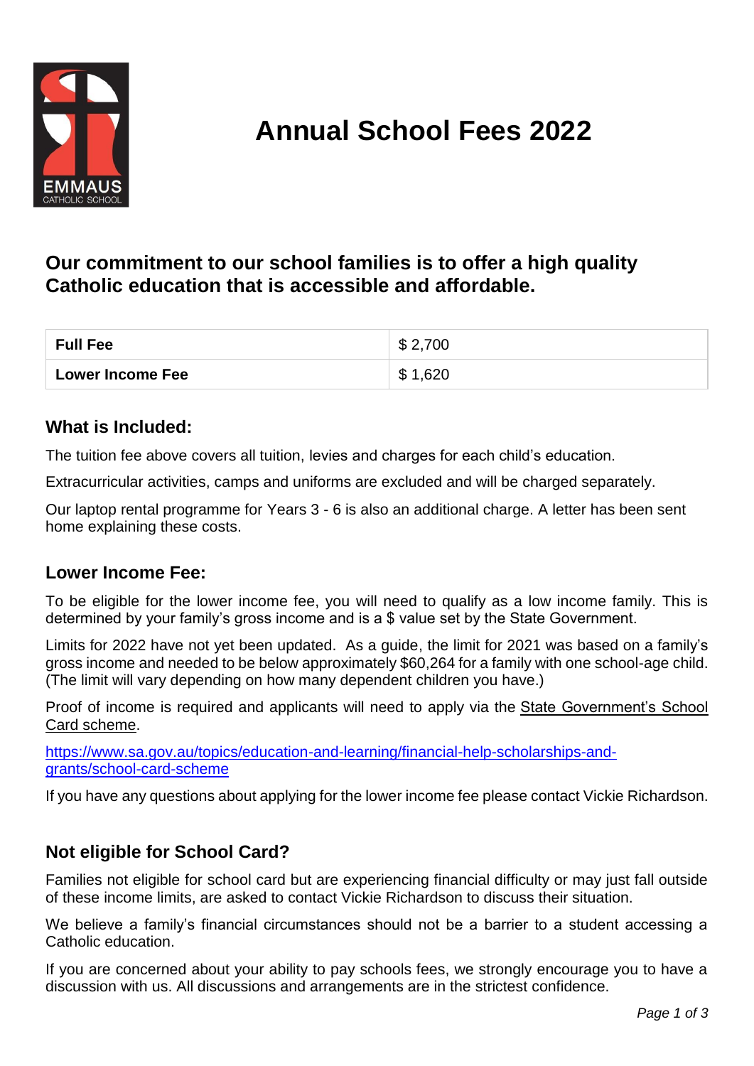EMMAUS
CATHOLIC SCHOOL

# Annual School Fees 2022

## Our commitment to our school families is to offer a high quality Catholic education that is accessible and affordable.

| Fee | Amount |
|---|---|
| **Full Fee** | $ 2,700 |
| **Lower Income Fee** | $ 1,620 |

### What is Included:

The tuition fee above covers all tuition, levies and charges for each child's education.

Extracurricular activities, camps and uniforms are excluded and will be charged separately.

Our laptop rental programme for Years 3 - 6 is also an additional charge. A letter has been sent home explaining these costs.

### Lower Income Fee:

To be eligible for the lower income fee, you will need to qualify as a low income family. This is determined by your family's gross income and is a $ value set by the State Government.

Limits for 2022 have not yet been updated. As a guide, the limit for 2021 was based on a family's gross income and needed to be below approximately $60,264 for a family with one school-age child. (The limit will vary depending on how many dependent children you have.)

Proof of income is required and applicants will need to apply via the State Government's School Card scheme.

https://www.sa.gov.au/topics/education-and-learning/financial-help-scholarships-and-grants/school-card-scheme

If you have any questions about applying for the lower income fee please contact Vickie Richardson.

### Not eligible for School Card?

Families not eligible for school card but are experiencing financial difficulty or may just fall outside of these income limits, are asked to contact Vickie Richardson to discuss their situation.

We believe a family's financial circumstances should not be a barrier to a student accessing a Catholic education.

If you are concerned about your ability to pay schools fees, we strongly encourage you to have a discussion with us. All discussions and arrangements are in the strictest confidence.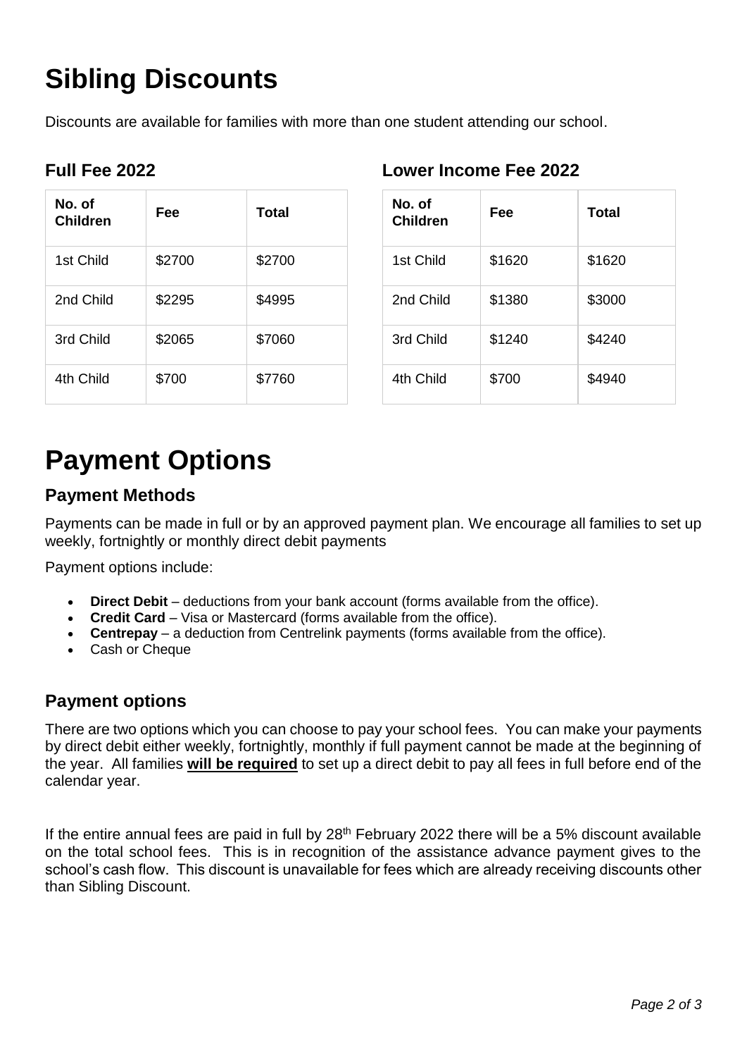# Sibling Discounts

Discounts are available for families with more than one student attending our school.

### Full Fee 2022

| No. of Children | Fee | Total |
|---|---|---|
| 1st Child | $2700 | $2700 |
| 2nd Child | $2295 | $4995 |
| 3rd Child | $2065 | $7060 |
| 4th Child | $700 | $7760 |

### Lower Income Fee 2022

| No. of Children | Fee | Total |
|---|---|---|
| 1st Child | $1620 | $1620 |
| 2nd Child | $1380 | $3000 |
| 3rd Child | $1240 | $4240 |
| 4th Child | $700 | $4940 |

# Payment Options

## Payment Methods

Payments can be made in full or by an approved payment plan. We encourage all families to set up weekly, fortnightly or monthly direct debit payments

Payment options include:

- **Direct Debit** – deductions from your bank account (forms available from the office).
- **Credit Card** – Visa or Mastercard (forms available from the office).
- **Centrepay** – a deduction from Centrelink payments (forms available from the office).
- Cash or Cheque

## Payment options

There are two options which you can choose to pay your school fees. You can make your payments by direct debit either weekly, fortnightly, monthly if full payment cannot be made at the beginning of the year. All families **will be required** to set up a direct debit to pay all fees in full before end of the calendar year.

If the entire annual fees are paid in full by 28th February 2022 there will be a 5% discount available on the total school fees. This is in recognition of the assistance advance payment gives to the school's cash flow. This discount is unavailable for fees which are already receiving discounts other than Sibling Discount.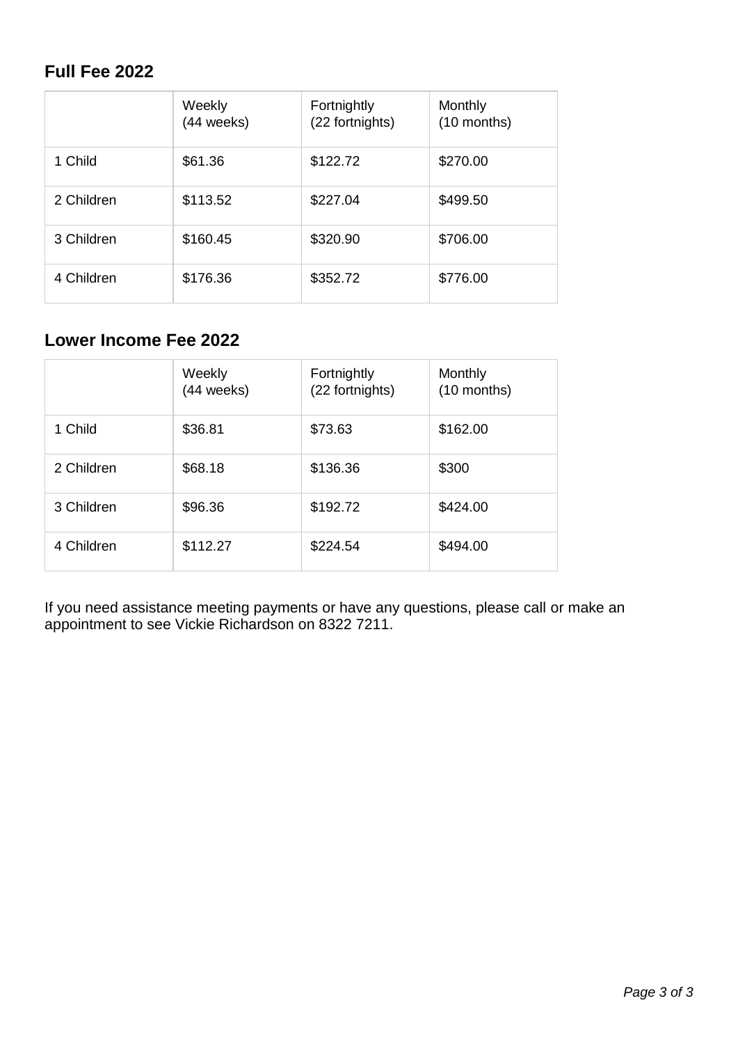## Full Fee 2022

| | Weekly (44 weeks) | Fortnightly (22 fortnights) | Monthly (10 months) |
|---|---|---|---|
| 1 Child | $61.36 | $122.72 | $270.00 |
| 2 Children | $113.52 | $227.04 | $499.50 |
| 3 Children | $160.45 | $320.90 | $706.00 |
| 4 Children | $176.36 | $352.72 | $776.00 |

## Lower Income Fee 2022

| | Weekly (44 weeks) | Fortnightly (22 fortnights) | Monthly (10 months) |
|---|---|---|---|
| 1 Child | $36.81 | $73.63 | $162.00 |
| 2 Children | $68.18 | $136.36 | $300 |
| 3 Children | $96.36 | $192.72 | $424.00 |
| 4 Children | $112.27 | $224.54 | $494.00 |

If you need assistance meeting payments or have any questions, please call or make an appointment to see Vickie Richardson on 8322 7211.